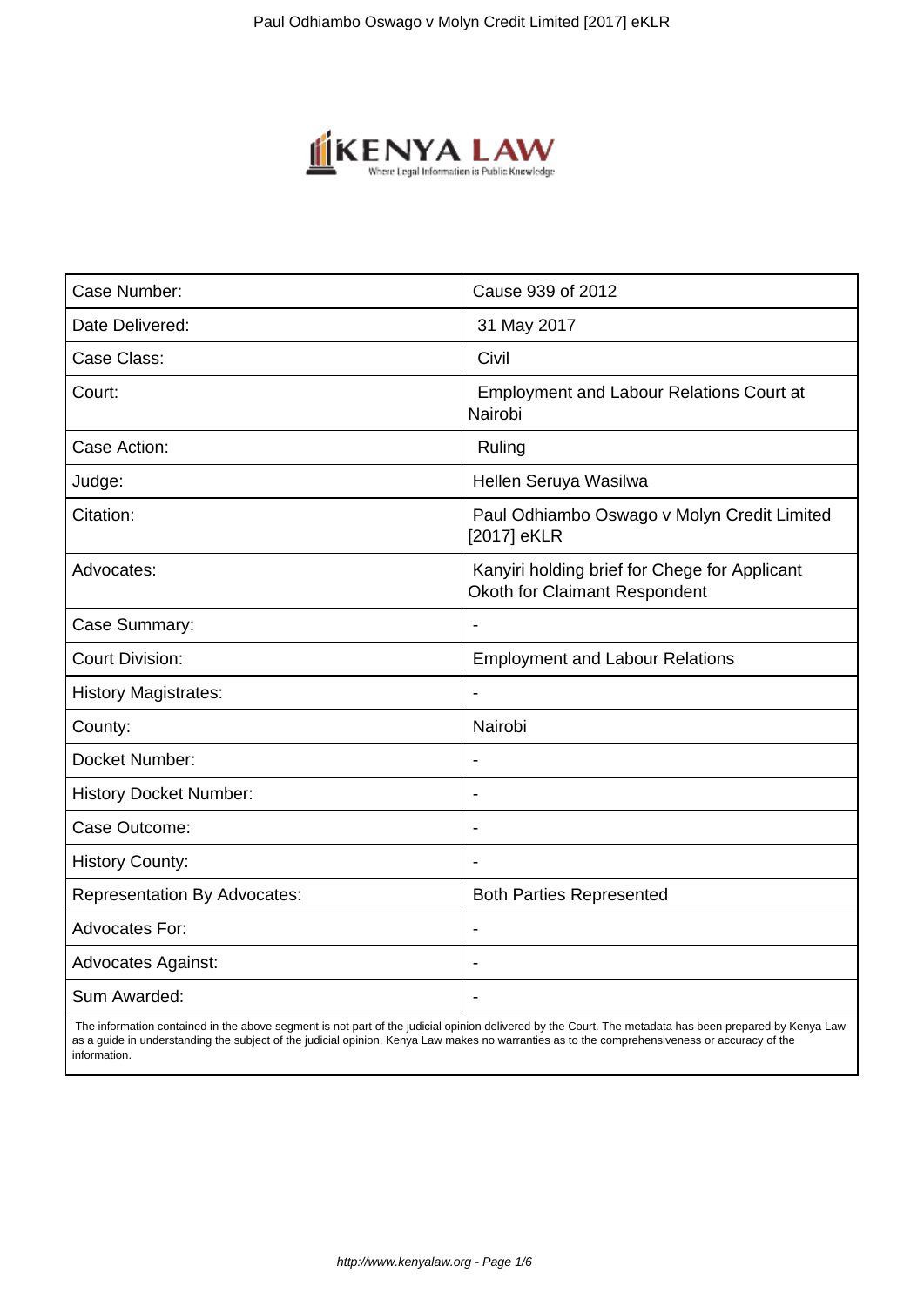| | |
|---|---|
| Case Number: | Cause 939 of 2012 |
| Date Delivered: | 31 May 2017 |
| Case Class: | Civil |
| Court: | Employment and Labour Relations Court at Nairobi |
| Case Action: | Ruling |
| Judge: | Hellen Seruya Wasilwa |
| Citation: | Paul Odhiambo Oswago v Molyn Credit Limited [2017] eKLR |
| Advocates: | Kanyiri holding brief for Chege for Applicant Okoth for Claimant Respondent |
| Case Summary: | - |
| Court Division: | Employment and Labour Relations |
| History Magistrates: | - |
| County: | Nairobi |
| Docket Number: | - |
| History Docket Number: | - |
| Case Outcome: | - |
| History County: | - |
| Representation By Advocates: | Both Parties Represented |
| Advocates For: | - |
| Advocates Against: | - |
| Sum Awarded: | - |

The information contained in the above segment is not part of the judicial opinion delivered by the Court. The metadata has been prepared by Kenya Law as a guide in understanding the subject of the judicial opinion. Kenya Law makes no warranties as to the comprehensiveness or accuracy of the information.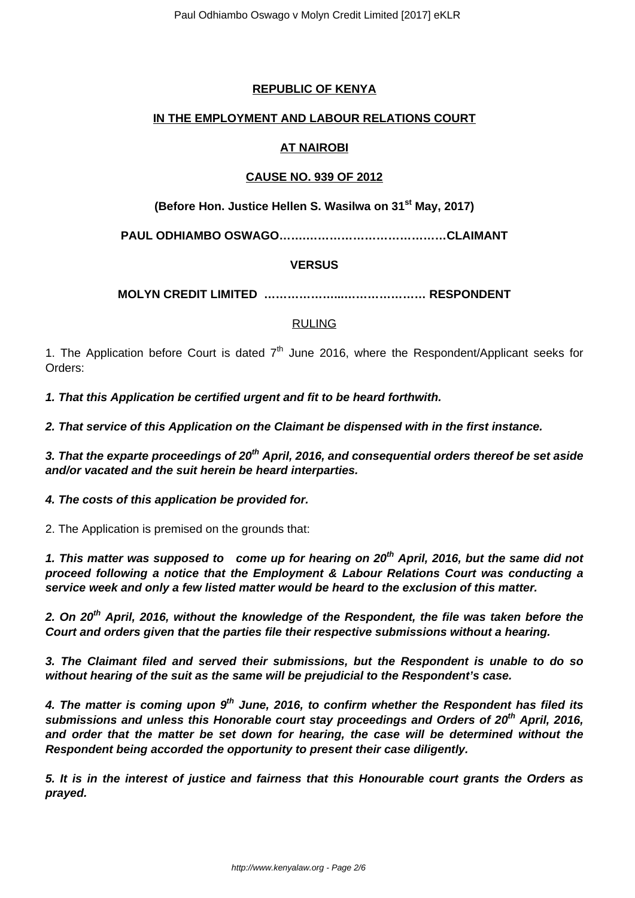**REPUBLIC OF KENYA**

**IN THE EMPLOYMENT AND LABOUR RELATIONS COURT**

**AT NAIROBI**

**CAUSE NO. 939 OF 2012**

**(Before Hon. Justice Hellen S. Wasilwa on 31st May, 2017)**

**PAUL ODHIAMBO OSWAGO……..……………………………….CLAIMANT**

**VERSUS**

**MOLYN CREDIT LIMITED ………………...………………… RESPONDENT**

RULING

1. The Application before Court is dated 7th June 2016, where the Respondent/Applicant seeks for Orders:

***1. That this Application be certified urgent and fit to be heard forthwith.***

***2. That service of this Application on the Claimant be dispensed with in the first instance.***

***3. That the exparte proceedings of 20th April, 2016, and consequential orders thereof be set aside and/or vacated and the suit herein be heard interparties.***

***4. The costs of this application be provided for.***

2. The Application is premised on the grounds that:

***1. This matter was supposed to come up for hearing on 20th April, 2016, but the same did not proceed following a notice that the Employment & Labour Relations Court was conducting a service week and only a few listed matter would be heard to the exclusion of this matter.***

***2. On 20th April, 2016, without the knowledge of the Respondent, the file was taken before the Court and orders given that the parties file their respective submissions without a hearing.***

***3. The Claimant filed and served their submissions, but the Respondent is unable to do so without hearing of the suit as the same will be prejudicial to the Respondent's case.***

***4. The matter is coming upon 9th June, 2016, to confirm whether the Respondent has filed its submissions and unless this Honorable court stay proceedings and Orders of 20th April, 2016, and order that the matter be set down for hearing, the case will be determined without the Respondent being accorded the opportunity to present their case diligently.***

***5. It is in the interest of justice and fairness that this Honourable court grants the Orders as prayed.***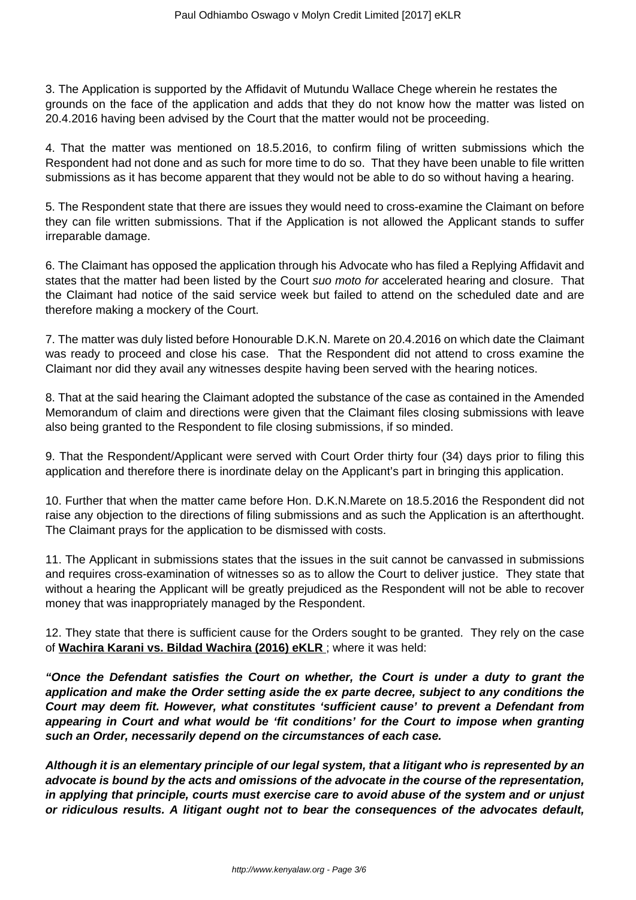3. The Application is supported by the Affidavit of Mutundu Wallace Chege wherein he restates the grounds on the face of the application and adds that they do not know how the matter was listed on 20.4.2016 having been advised by the Court that the matter would not be proceeding.

4. That the matter was mentioned on 18.5.2016, to confirm filing of written submissions which the Respondent had not done and as such for more time to do so. That they have been unable to file written submissions as it has become apparent that they would not be able to do so without having a hearing.

5. The Respondent state that there are issues they would need to cross-examine the Claimant on before they can file written submissions. That if the Application is not allowed the Applicant stands to suffer irreparable damage.

6. The Claimant has opposed the application through his Advocate who has filed a Replying Affidavit and states that the matter had been listed by the Court *suo moto for* accelerated hearing and closure. That the Claimant had notice of the said service week but failed to attend on the scheduled date and are therefore making a mockery of the Court.

7. The matter was duly listed before Honourable D.K.N. Marete on 20.4.2016 on which date the Claimant was ready to proceed and close his case. That the Respondent did not attend to cross examine the Claimant nor did they avail any witnesses despite having been served with the hearing notices.

8. That at the said hearing the Claimant adopted the substance of the case as contained in the Amended Memorandum of claim and directions were given that the Claimant files closing submissions with leave also being granted to the Respondent to file closing submissions, if so minded.

9. That the Respondent/Applicant were served with Court Order thirty four (34) days prior to filing this application and therefore there is inordinate delay on the Applicant's part in bringing this application.

10. Further that when the matter came before Hon. D.K.N.Marete on 18.5.2016 the Respondent did not raise any objection to the directions of filing submissions and as such the Application is an afterthought. The Claimant prays for the application to be dismissed with costs.

11. The Applicant in submissions states that the issues in the suit cannot be canvassed in submissions and requires cross-examination of witnesses so as to allow the Court to deliver justice. They state that without a hearing the Applicant will be greatly prejudiced as the Respondent will not be able to recover money that was inappropriately managed by the Respondent.

12. They state that there is sufficient cause for the Orders sought to be granted. They rely on the case of **Wachira Karani vs. Bildad Wachira (2016) eKLR** ; where it was held:

***"Once the Defendant satisfies the Court on whether, the Court is under a duty to grant the application and make the Order setting aside the ex parte decree, subject to any conditions the Court may deem fit. However, what constitutes 'sufficient cause' to prevent a Defendant from appearing in Court and what would be 'fit conditions' for the Court to impose when granting such an Order, necessarily depend on the circumstances of each case.***

***Although it is an elementary principle of our legal system, that a litigant who is represented by an advocate is bound by the acts and omissions of the advocate in the course of the representation, in applying that principle, courts must exercise care to avoid abuse of the system and or unjust or ridiculous results. A litigant ought not to bear the consequences of the advocates default,***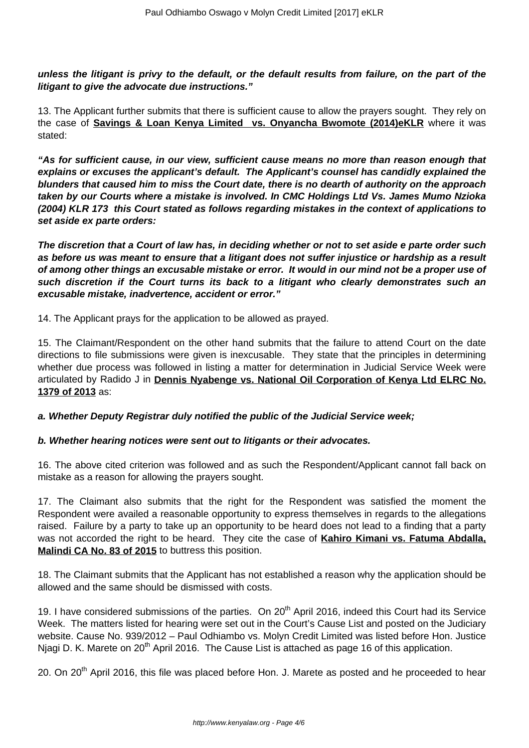***unless the litigant is privy to the default, or the default results from failure, on the part of the litigant to give the advocate due instructions."***

13. The Applicant further submits that there is sufficient cause to allow the prayers sought. They rely on the case of **Savings & Loan Kenya Limited vs. Onyancha Bwomote (2014)eKLR** where it was stated:

***"As for sufficient cause, in our view, sufficient cause means no more than reason enough that explains or excuses the applicant's default. The Applicant's counsel has candidly explained the blunders that caused him to miss the Court date, there is no dearth of authority on the approach taken by our Courts where a mistake is involved. In CMC Holdings Ltd Vs. James Mumo Nzioka (2004) KLR 173 this Court stated as follows regarding mistakes in the context of applications to set aside ex parte orders:***

***The discretion that a Court of law has, in deciding whether or not to set aside e parte order such as before us was meant to ensure that a litigant does not suffer injustice or hardship as a result of among other things an excusable mistake or error. It would in our mind not be a proper use of such discretion if the Court turns its back to a litigant who clearly demonstrates such an excusable mistake, inadvertence, accident or error."***

14. The Applicant prays for the application to be allowed as prayed.

15. The Claimant/Respondent on the other hand submits that the failure to attend Court on the date directions to file submissions were given is inexcusable. They state that the principles in determining whether due process was followed in listing a matter for determination in Judicial Service Week were articulated by Radido J in **Dennis Nyabenge vs. National Oil Corporation of Kenya Ltd ELRC No. 1379 of 2013** as:

***a. Whether Deputy Registrar duly notified the public of the Judicial Service week;***

***b. Whether hearing notices were sent out to litigants or their advocates.***

16. The above cited criterion was followed and as such the Respondent/Applicant cannot fall back on mistake as a reason for allowing the prayers sought.

17. The Claimant also submits that the right for the Respondent was satisfied the moment the Respondent were availed a reasonable opportunity to express themselves in regards to the allegations raised. Failure by a party to take up an opportunity to be heard does not lead to a finding that a party was not accorded the right to be heard. They cite the case of **Kahiro Kimani vs. Fatuma Abdalla, Malindi CA No. 83 of 2015** to buttress this position.

18. The Claimant submits that the Applicant has not established a reason why the application should be allowed and the same should be dismissed with costs.

19. I have considered submissions of the parties. On 20th April 2016, indeed this Court had its Service Week. The matters listed for hearing were set out in the Court's Cause List and posted on the Judiciary website. Cause No. 939/2012 – Paul Odhiambo vs. Molyn Credit Limited was listed before Hon. Justice Njagi D. K. Marete on 20th April 2016. The Cause List is attached as page 16 of this application.

20. On 20th April 2016, this file was placed before Hon. J. Marete as posted and he proceeded to hear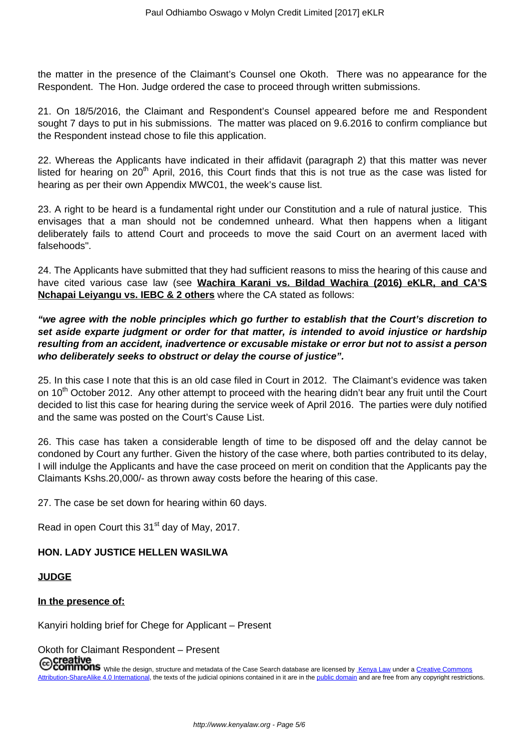the matter in the presence of the Claimant's Counsel one Okoth. There was no appearance for the Respondent. The Hon. Judge ordered the case to proceed through written submissions.

21. On 18/5/2016, the Claimant and Respondent's Counsel appeared before me and Respondent sought 7 days to put in his submissions. The matter was placed on 9.6.2016 to confirm compliance but the Respondent instead chose to file this application.

22. Whereas the Applicants have indicated in their affidavit (paragraph 2) that this matter was never listed for hearing on 20th April, 2016, this Court finds that this is not true as the case was listed for hearing as per their own Appendix MWC01, the week's cause list.

23. A right to be heard is a fundamental right under our Constitution and a rule of natural justice. This envisages that a man should not be condemned unheard. What then happens when a litigant deliberately fails to attend Court and proceeds to move the said Court on an averment laced with falsehoods".

24. The Applicants have submitted that they had sufficient reasons to miss the hearing of this cause and have cited various case law (see **Wachira Karani vs. Bildad Wachira (2016) eKLR, and CA'S Nchapai Leiyangu vs. IEBC & 2 others** where the CA stated as follows:

***"we agree with the noble principles which go further to establish that the Court's discretion to set aside exparte judgment or order for that matter, is intended to avoid injustice or hardship resulting from an accident, inadvertence or excusable mistake or error but not to assist a person who deliberately seeks to obstruct or delay the course of justice".***

25. In this case I note that this is an old case filed in Court in 2012. The Claimant's evidence was taken on 10th October 2012. Any other attempt to proceed with the hearing didn't bear any fruit until the Court decided to list this case for hearing during the service week of April 2016. The parties were duly notified and the same was posted on the Court's Cause List.

26. This case has taken a considerable length of time to be disposed off and the delay cannot be condoned by Court any further. Given the history of the case where, both parties contributed to its delay, I will indulge the Applicants and have the case proceed on merit on condition that the Applicants pay the Claimants Kshs.20,000/- as thrown away costs before the hearing of this case.

27. The case be set down for hearing within 60 days.

Read in open Court this 31st day of May, 2017.

**HON. LADY JUSTICE HELLEN WASILWA**

**JUDGE**

**In the presence of:**

Kanyiri holding brief for Chege for Applicant – Present

Okoth for Claimant Respondent – Present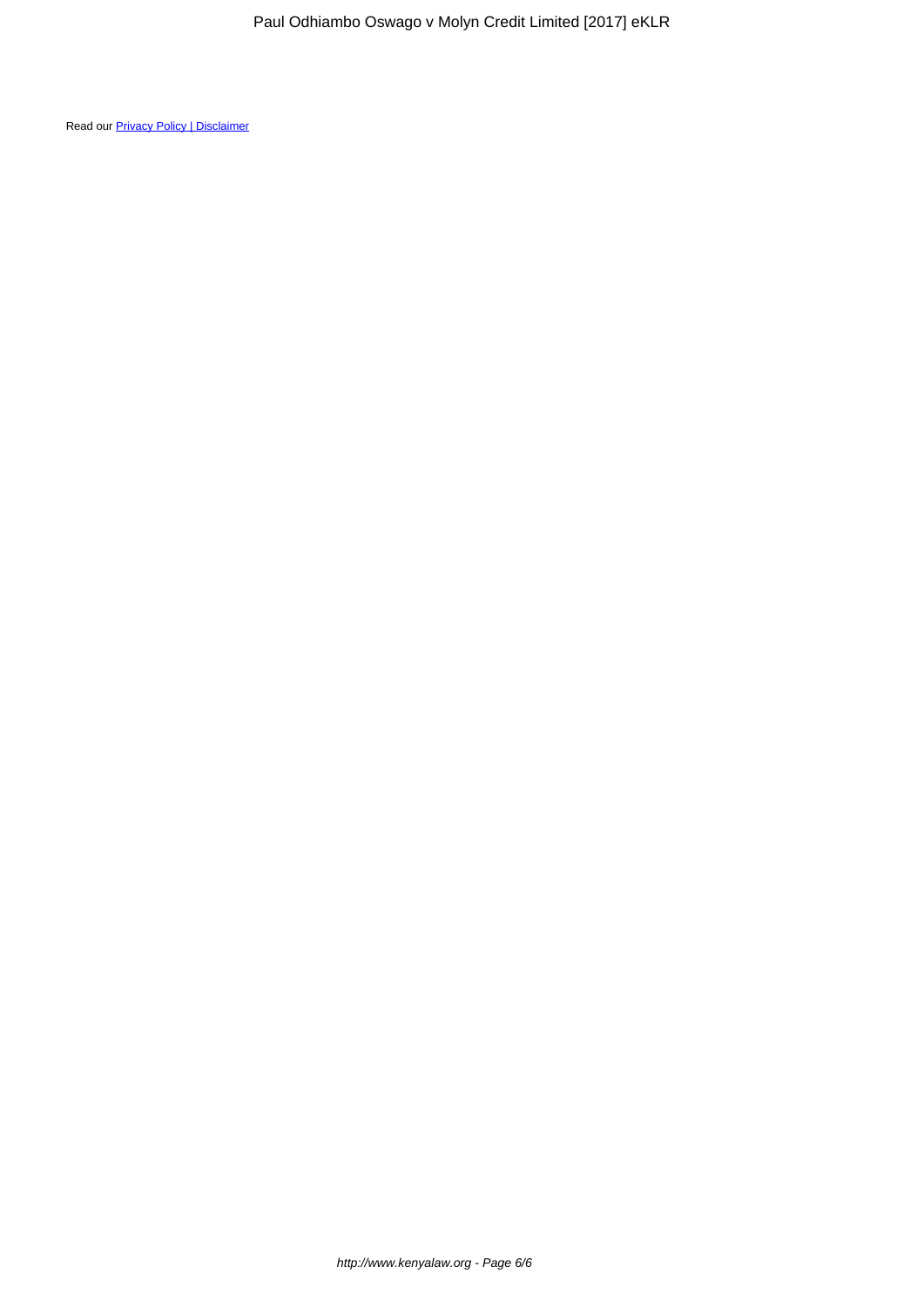Read our [Privacy Policy | Disclaimer]